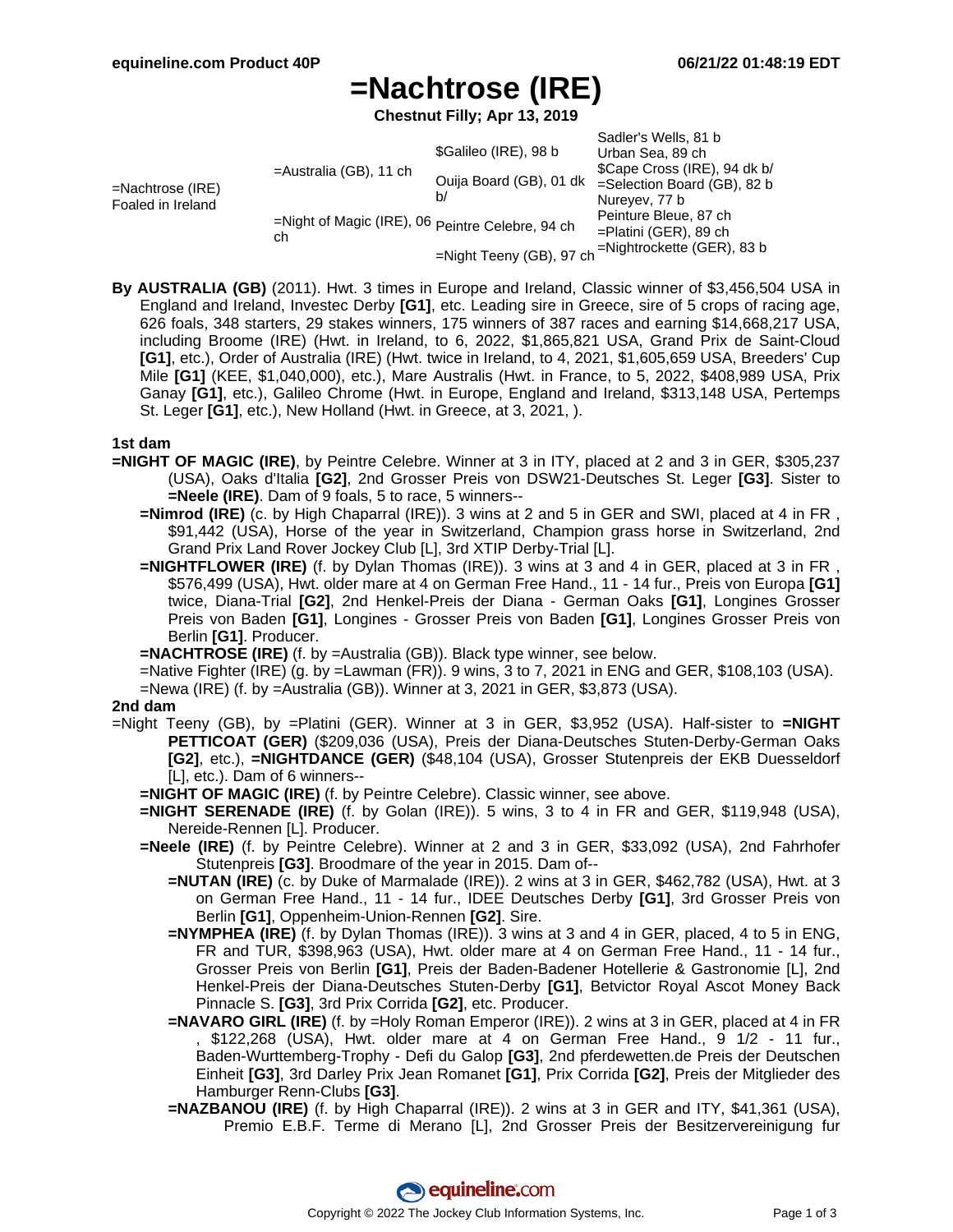# =Nachtrose (IRE)

**Chestnut Filly; Apr 13, 2019**

| | | | |
|---|---|---|---|
| =Nachtrose (IRE) Foaled in Ireland | =Australia (GB), 11 ch | $Galileo (IRE), 98 b | Sadler's Wells, 81 b |
| | | | Urban Sea, 89 ch |
| | | Ouija Board (GB), 01 dk b/ | $Cape Cross (IRE), 94 dk b/ |
| | | | =Selection Board (GB), 82 b |
| | =Night of Magic (IRE), 06 ch | Peintre Celebre, 94 ch | Nureyev, 77 b |
| | | | Peinture Bleue, 87 ch |
| | | =Night Teeny (GB), 97 ch | =Platini (GER), 89 ch |
| | | | =Nightrockette (GER), 83 b |

**By AUSTRALIA (GB)** (2011). Hwt. 3 times in Europe and Ireland, Classic winner of $3,456,504 USA in England and Ireland, Investec Derby **[G1]**, etc. Leading sire in Greece, sire of 5 crops of racing age, 626 foals, 348 starters, 29 stakes winners, 175 winners of 387 races and earning $14,668,217 USA, including Broome (IRE) (Hwt. in Ireland, to 6, 2022, $1,865,821 USA, Grand Prix de Saint-Cloud **[G1]**, etc.), Order of Australia (IRE) (Hwt. twice in Ireland, to 4, 2021, $1,605,659 USA, Breeders' Cup Mile **[G1]** (KEE, $1,040,000), etc.), Mare Australis (Hwt. in France, to 5, 2022, $408,989 USA, Prix Ganay **[G1]**, etc.), Galileo Chrome (Hwt. in Europe, England and Ireland, $313,148 USA, Pertemps St. Leger **[G1]**, etc.), New Holland (Hwt. in Greece, at 3, 2021, ).

### 1st dam

**=NIGHT OF MAGIC (IRE)**, by Peintre Celebre. Winner at 3 in ITY, placed at 2 and 3 in GER, $305,237 (USA), Oaks d'Italia **[G2]**, 2nd Grosser Preis von DSW21-Deutsches St. Leger **[G3]**. Sister to **=Neele (IRE)**. Dam of 9 foals, 5 to race, 5 winners--

- **=Nimrod (IRE)** (c. by High Chaparral (IRE)). 3 wins at 2 and 5 in GER and SWI, placed at 4 in FR , $91,442 (USA), Horse of the year in Switzerland, Champion grass horse in Switzerland, 2nd Grand Prix Land Rover Jockey Club [L], 3rd XTIP Derby-Trial [L].
- **=NIGHTFLOWER (IRE)** (f. by Dylan Thomas (IRE)). 3 wins at 3 and 4 in GER, placed at 3 in FR , $576,499 (USA), Hwt. older mare at 4 on German Free Hand., 11 - 14 fur., Preis von Europa **[G1]** twice, Diana-Trial **[G2]**, 2nd Henkel-Preis der Diana - German Oaks **[G1]**, Longines Grosser Preis von Baden **[G1]**, Longines - Grosser Preis von Baden **[G1]**, Longines Grosser Preis von Berlin **[G1]**. Producer.
- **=NACHTROSE (IRE)** (f. by =Australia (GB)). Black type winner, see below.
- =Native Fighter (IRE) (g. by =Lawman (FR)). 9 wins, 3 to 7, 2021 in ENG and GER, $108,103 (USA).
- =Newa (IRE) (f. by =Australia (GB)). Winner at 3, 2021 in GER, $3,873 (USA).

### 2nd dam

=Night Teeny (GB), by =Platini (GER). Winner at 3 in GER, $3,952 (USA). Half-sister to **=NIGHT PETTICOAT (GER)** ($209,036 (USA), Preis der Diana-Deutsches Stuten-Derby-German Oaks **[G2]**, etc.), **=NIGHTDANCE (GER)** ($48,104 (USA), Grosser Stutenpreis der EKB Duesseldorf [L], etc.). Dam of 6 winners--

- **=NIGHT OF MAGIC (IRE)** (f. by Peintre Celebre). Classic winner, see above.
- **=NIGHT SERENADE (IRE)** (f. by Golan (IRE)). 5 wins, 3 to 4 in FR and GER, $119,948 (USA), Nereide-Rennen [L]. Producer.
- **=Neele (IRE)** (f. by Peintre Celebre). Winner at 2 and 3 in GER, $33,092 (USA), 2nd Fahrhofer Stutenpreis **[G3]**. Broodmare of the year in 2015. Dam of--
  - **=NUTAN (IRE)** (c. by Duke of Marmalade (IRE)). 2 wins at 3 in GER, $462,782 (USA), Hwt. at 3 on German Free Hand., 11 - 14 fur., IDEE Deutsches Derby **[G1]**, 3rd Grosser Preis von Berlin **[G1]**, Oppenheim-Union-Rennen **[G2]**. Sire.
  - **=NYMPHEA (IRE)** (f. by Dylan Thomas (IRE)). 3 wins at 3 and 4 in GER, placed, 4 to 5 in ENG, FR and TUR, $398,963 (USA), Hwt. older mare at 4 on German Free Hand., 11 - 14 fur., Grosser Preis von Berlin **[G1]**, Preis der Baden-Badener Hotellerie & Gastronomie [L], 2nd Henkel-Preis der Diana-Deutsches Stuten-Derby **[G1]**, Betvictor Royal Ascot Money Back Pinnacle S. **[G3]**, 3rd Prix Corrida **[G2]**, etc. Producer.
  - **=NAVARO GIRL (IRE)** (f. by =Holy Roman Emperor (IRE)). 2 wins at 3 in GER, placed at 4 in FR , $122,268 (USA), Hwt. older mare at 4 on German Free Hand., 9 1/2 - 11 fur., Baden-Wurttemberg-Trophy - Defi du Galop **[G3]**, 2nd pferdewetten.de Preis der Deutschen Einheit **[G3]**, 3rd Darley Prix Jean Romanet **[G1]**, Prix Corrida **[G2]**, Preis der Mitglieder des Hamburger Renn-Clubs **[G3]**.
  - **=NAZBANOU (IRE)** (f. by High Chaparral (IRE)). 2 wins at 3 in GER and ITY, $41,361 (USA), Premio E.B.F. Terme di Merano [L], 2nd Grosser Preis der Besitzervereinigung fur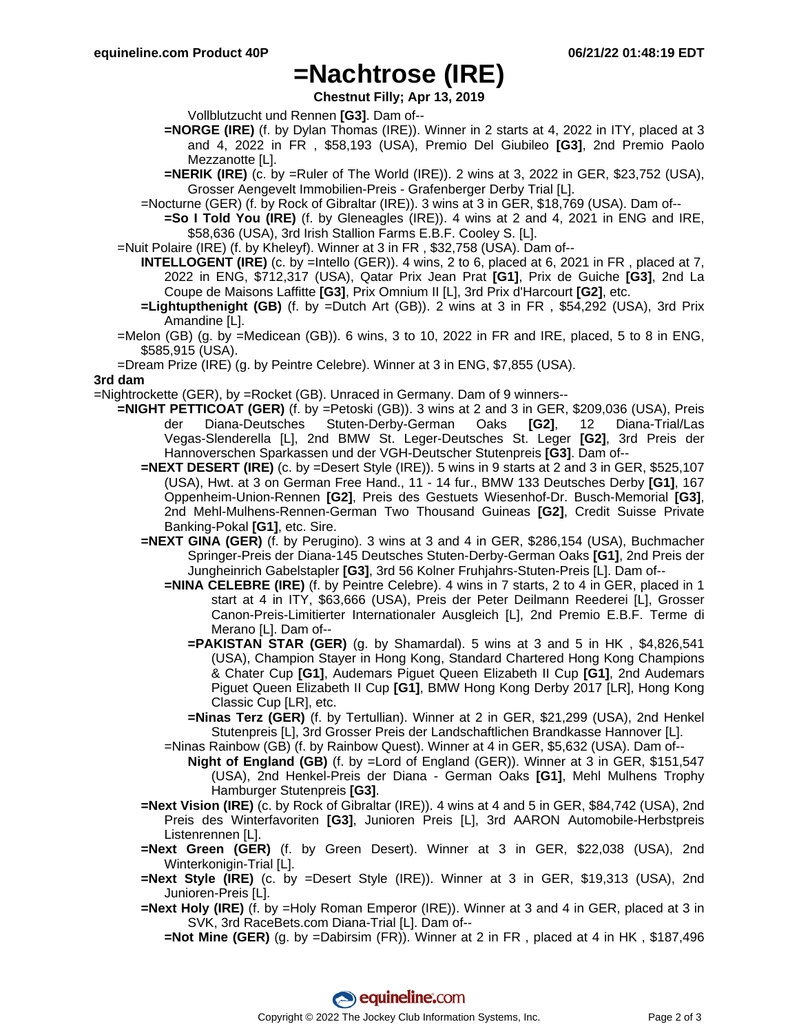# =Nachtrose (IRE)

**Chestnut Filly; Apr 13, 2019**

Vollblutzucht und Rennen **[G3]**. Dam of--

**=NORGE (IRE)** (f. by Dylan Thomas (IRE)). Winner in 2 starts at 4, 2022 in ITY, placed at 3 and 4, 2022 in FR , $58,193 (USA), Premio Del Giubileo **[G3]**, 2nd Premio Paolo Mezzanotte [L].

**=NERIK (IRE)** (c. by =Ruler of The World (IRE)). 2 wins at 3, 2022 in GER, $23,752 (USA), Grosser Aengevelt Immobilien-Preis - Grafenberger Derby Trial [L].

=Nocturne (GER) (f. by Rock of Gibraltar (IRE)). 3 wins at 3 in GER, $18,769 (USA). Dam of--

**=So I Told You (IRE)** (f. by Gleneagles (IRE)). 4 wins at 2 and 4, 2021 in ENG and IRE, $58,636 (USA), 3rd Irish Stallion Farms E.B.F. Cooley S. [L].

=Nuit Polaire (IRE) (f. by Kheleyf). Winner at 3 in FR , $32,758 (USA). Dam of--

**INTELLOGENT (IRE)** (c. by =Intello (GER)). 4 wins, 2 to 6, placed at 6, 2021 in FR , placed at 7, 2022 in ENG, $712,317 (USA), Qatar Prix Jean Prat **[G1]**, Prix de Guiche **[G3]**, 2nd La Coupe de Maisons Laffitte **[G3]**, Prix Omnium II [L], 3rd Prix d'Harcourt **[G2]**, etc.

**=Lightupthenight (GB)** (f. by =Dutch Art (GB)). 2 wins at 3 in FR , $54,292 (USA), 3rd Prix Amandine [L].

=Melon (GB) (g. by =Medicean (GB)). 6 wins, 3 to 10, 2022 in FR and IRE, placed, 5 to 8 in ENG, $585,915 (USA).

=Dream Prize (IRE) (g. by Peintre Celebre). Winner at 3 in ENG, $7,855 (USA).

**3rd dam**

=Nightrockette (GER), by =Rocket (GB). Unraced in Germany. Dam of 9 winners--

**=NIGHT PETTICOAT (GER)** (f. by =Petoski (GB)). 3 wins at 2 and 3 in GER, $209,036 (USA), Preis der Diana-Deutsches Stuten-Derby-German Oaks **[G2]**, 12 Diana-Trial/Las Vegas-Slenderella [L], 2nd BMW St. Leger-Deutsches St. Leger **[G2]**, 3rd Preis der Hannoverschen Sparkassen und der VGH-Deutscher Stutenpreis **[G3]**. Dam of--

**=NEXT DESERT (IRE)** (c. by =Desert Style (IRE)). 5 wins in 9 starts at 2 and 3 in GER, $525,107 (USA), Hwt. at 3 on German Free Hand., 11 - 14 fur., BMW 133 Deutsches Derby **[G1]**, 167 Oppenheim-Union-Rennen **[G2]**, Preis des Gestuets Wiesenhof-Dr. Busch-Memorial **[G3]**, 2nd Mehl-Mulhens-Rennen-German Two Thousand Guineas **[G2]**, Credit Suisse Private Banking-Pokal **[G1]**, etc. Sire.

**=NEXT GINA (GER)** (f. by Perugino). 3 wins at 3 and 4 in GER, $286,154 (USA), Buchmacher Springer-Preis der Diana-145 Deutsches Stuten-Derby-German Oaks **[G1]**, 2nd Preis der Jungheinrich Gabelstapler **[G3]**, 3rd 56 Kolner Fruhjahrs-Stuten-Preis [L]. Dam of--

**=NINA CELEBRE (IRE)** (f. by Peintre Celebre). 4 wins in 7 starts, 2 to 4 in GER, placed in 1 start at 4 in ITY, $63,666 (USA), Preis der Peter Deilmann Reederei [L], Grosser Canon-Preis-Limitierter Internationaler Ausgleich [L], 2nd Premio E.B.F. Terme di Merano [L]. Dam of--

**=PAKISTAN STAR (GER)** (g. by Shamardal). 5 wins at 3 and 5 in HK , $4,826,541 (USA), Champion Stayer in Hong Kong, Standard Chartered Hong Kong Champions & Chater Cup **[G1]**, Audemars Piguet Queen Elizabeth II Cup **[G1]**, 2nd Audemars Piguet Queen Elizabeth II Cup **[G1]**, BMW Hong Kong Derby 2017 [LR], Hong Kong Classic Cup [LR], etc.

**=Ninas Terz (GER)** (f. by Tertullian). Winner at 2 in GER, $21,299 (USA), 2nd Henkel Stutenpreis [L], 3rd Grosser Preis der Landschaftlichen Brandkasse Hannover [L].

=Ninas Rainbow (GB) (f. by Rainbow Quest). Winner at 4 in GER, $5,632 (USA). Dam of--

**Night of England (GB)** (f. by =Lord of England (GER)). Winner at 3 in GER, $151,547 (USA), 2nd Henkel-Preis der Diana - German Oaks **[G1]**, Mehl Mulhens Trophy Hamburger Stutenpreis **[G3]**.

**=Next Vision (IRE)** (c. by Rock of Gibraltar (IRE)). 4 wins at 4 and 5 in GER, $84,742 (USA), 2nd Preis des Winterfavoriten **[G3]**, Junioren Preis [L], 3rd AARON Automobile-Herbstpreis Listenrennen [L].

**=Next Green (GER)** (f. by Green Desert). Winner at 3 in GER, $22,038 (USA), 2nd Winterkonigin-Trial [L].

**=Next Style (IRE)** (c. by =Desert Style (IRE)). Winner at 3 in GER, $19,313 (USA), 2nd Junioren-Preis [L].

**=Next Holy (IRE)** (f. by =Holy Roman Emperor (IRE)). Winner at 3 and 4 in GER, placed at 3 in SVK, 3rd RaceBets.com Diana-Trial [L]. Dam of--

**=Not Mine (GER)** (g. by =Dabirsim (FR)). Winner at 2 in FR , placed at 4 in HK , $187,496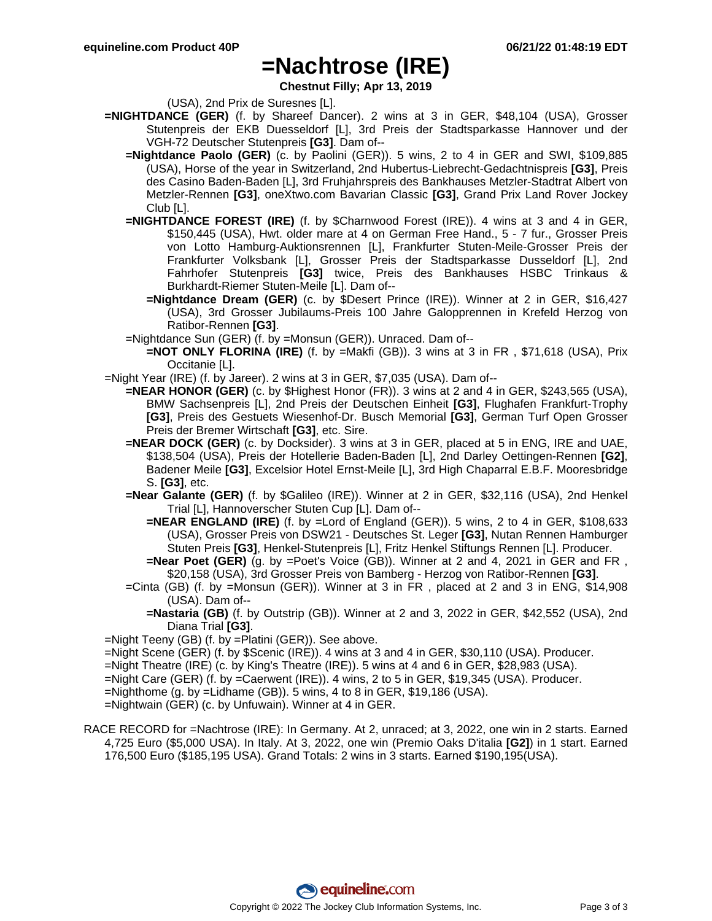# =Nachtrose (IRE)

**Chestnut Filly; Apr 13, 2019**

(USA), 2nd Prix de Suresnes [L].

**=NIGHTDANCE (GER)** (f. by Shareef Dancer). 2 wins at 3 in GER, $48,104 (USA), Grosser Stutenpreis der EKB Duesseldorf [L], 3rd Preis der Stadtsparkasse Hannover und der VGH-72 Deutscher Stutenpreis **[G3]**. Dam of--

**=Nightdance Paolo (GER)** (c. by Paolini (GER)). 5 wins, 2 to 4 in GER and SWI, $109,885 (USA), Horse of the year in Switzerland, 2nd Hubertus-Liebrecht-Gedachtnispreis **[G3]**, Preis des Casino Baden-Baden [L], 3rd Fruhjahrspreis des Bankhauses Metzler-Stadtrat Albert von Metzler-Rennen **[G3]**, oneXtwo.com Bavarian Classic **[G3]**, Grand Prix Land Rover Jockey Club [L].

**=NIGHTDANCE FOREST (IRE)** (f. by $Charnwood Forest (IRE)). 4 wins at 3 and 4 in GER, $150,445 (USA), Hwt. older mare at 4 on German Free Hand., 5 - 7 fur., Grosser Preis von Lotto Hamburg-Auktionsrennen [L], Frankfurter Stuten-Meile-Grosser Preis der Frankfurter Volksbank [L], Grosser Preis der Stadtsparkasse Dusseldorf [L], 2nd Fahrhofer Stutenpreis **[G3]** twice, Preis des Bankhauses HSBC Trinkaus & Burkhardt-Riemer Stuten-Meile [L]. Dam of--

**=Nightdance Dream (GER)** (c. by $Desert Prince (IRE)). Winner at 2 in GER, $16,427 (USA), 3rd Grosser Jubilaums-Preis 100 Jahre Galopprennen in Krefeld Herzog von Ratibor-Rennen **[G3]**.

=Nightdance Sun (GER) (f. by =Monsun (GER)). Unraced. Dam of--

**=NOT ONLY FLORINA (IRE)** (f. by =Makfi (GB)). 3 wins at 3 in FR , $71,618 (USA), Prix Occitanie [L].

=Night Year (IRE) (f. by Jareer). 2 wins at 3 in GER, $7,035 (USA). Dam of--

**=NEAR HONOR (GER)** (c. by $Highest Honor (FR)). 3 wins at 2 and 4 in GER, $243,565 (USA), BMW Sachsenpreis [L], 2nd Preis der Deutschen Einheit **[G3]**, Flughafen Frankfurt-Trophy **[G3]**, Preis des Gestuets Wiesenhof-Dr. Busch Memorial **[G3]**, German Turf Open Grosser Preis der Bremer Wirtschaft **[G3]**, etc. Sire.

**=NEAR DOCK (GER)** (c. by Docksider). 3 wins at 3 in GER, placed at 5 in ENG, IRE and UAE, $138,504 (USA), Preis der Hotellerie Baden-Baden [L], 2nd Darley Oettingen-Rennen **[G2]**, Badener Meile **[G3]**, Excelsior Hotel Ernst-Meile [L], 3rd High Chaparral E.B.F. Mooresbridge S. **[G3]**, etc.

**=Near Galante (GER)** (f. by $Galileo (IRE)). Winner at 2 in GER, $32,116 (USA), 2nd Henkel Trial [L], Hannoverscher Stuten Cup [L]. Dam of--

**=NEAR ENGLAND (IRE)** (f. by =Lord of England (GER)). 5 wins, 2 to 4 in GER, $108,633 (USA), Grosser Preis von DSW21 - Deutsches St. Leger **[G3]**, Nutan Rennen Hamburger Stuten Preis **[G3]**, Henkel-Stutenpreis [L], Fritz Henkel Stiftungs Rennen [L]. Producer.

**=Near Poet (GER)** (g. by =Poet's Voice (GB)). Winner at 2 and 4, 2021 in GER and FR , $20,158 (USA), 3rd Grosser Preis von Bamberg - Herzog von Ratibor-Rennen **[G3]**.

=Cinta (GB) (f. by =Monsun (GER)). Winner at 3 in FR , placed at 2 and 3 in ENG, $14,908 (USA). Dam of--

**=Nastaria (GB)** (f. by Outstrip (GB)). Winner at 2 and 3, 2022 in GER, $42,552 (USA), 2nd Diana Trial **[G3]**.

=Night Teeny (GB) (f. by =Platini (GER)). See above.

=Night Scene (GER) (f. by $Scenic (IRE)). 4 wins at 3 and 4 in GER, $30,110 (USA). Producer.

=Night Theatre (IRE) (c. by King's Theatre (IRE)). 5 wins at 4 and 6 in GER, $28,983 (USA).

=Night Care (GER) (f. by =Caerwent (IRE)). 4 wins, 2 to 5 in GER, $19,345 (USA). Producer.

=Nighthome (g. by =Lidhame (GB)). 5 wins, 4 to 8 in GER, $19,186 (USA).

=Nightwain (GER) (c. by Unfuwain). Winner at 4 in GER.

RACE RECORD for =Nachtrose (IRE): In Germany. At 2, unraced; at 3, 2022, one win in 2 starts. Earned 4,725 Euro ($5,000 USA). In Italy. At 3, 2022, one win (Premio Oaks D'italia **[G2]**) in 1 start. Earned 176,500 Euro ($185,195 USA). Grand Totals: 2 wins in 3 starts. Earned $190,195(USA).